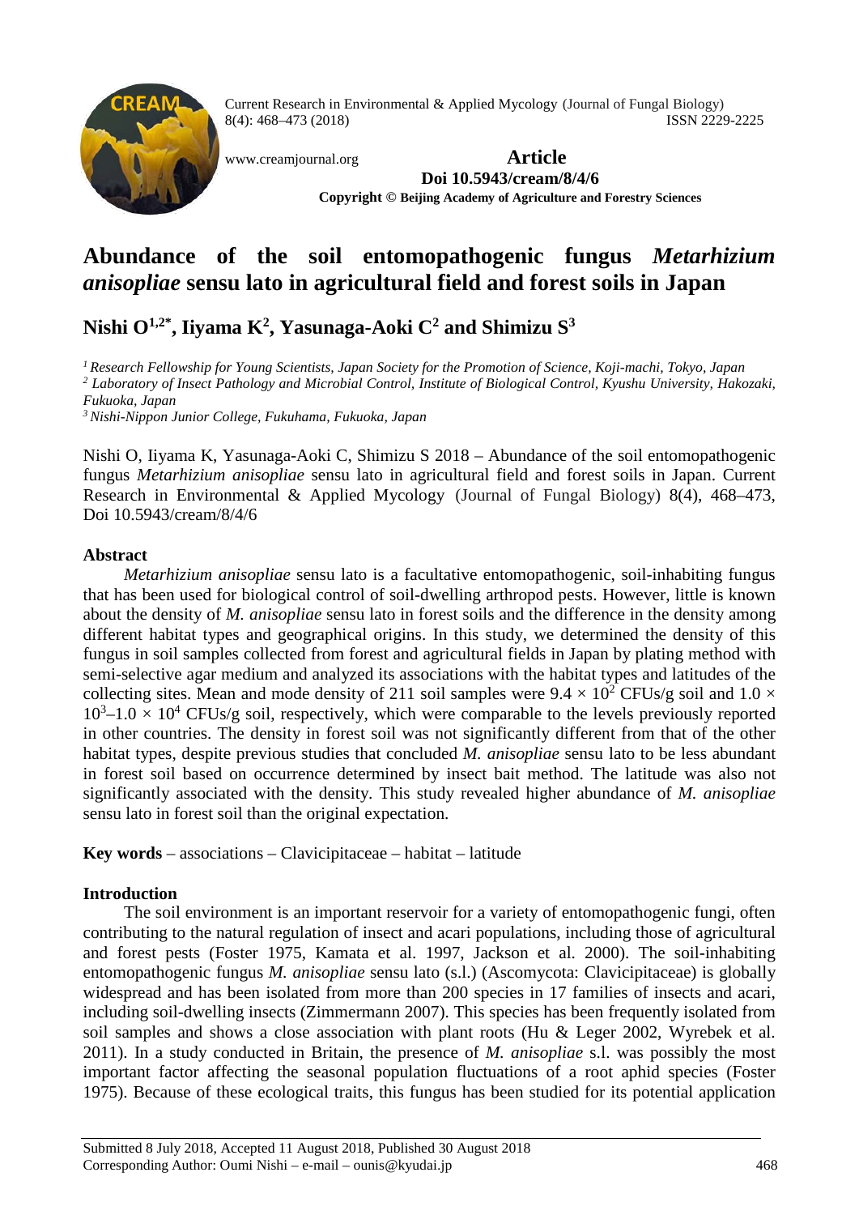# Abundance of the soil entomopathogenic fungus *Metarhizium anisopliae* sensu lato in agricultural field and forest soils in Japan

**Nishi O[1,2*], Iiyama K[2], Yasunaga-Aoki C[2] and Shimizu S[3]**

*[1] Research Fellowship for Young Scientists, Japan Society for the Promotion of Science, Koji-machi, Tokyo, Japan*
*[2] Laboratory of Insect Pathology and Microbial Control, Institute of Biological Control, Kyushu University, Hakozaki, Fukuoka, Japan*
*[3] Nishi-Nippon Junior College, Fukuhama, Fukuoka, Japan*

Nishi O, Iiyama K, Yasunaga-Aoki C, Shimizu S 2018 – Abundance of the soil entomopathogenic fungus *Metarhizium anisopliae* sensu lato in agricultural field and forest soils in Japan. Current Research in Environmental & Applied Mycology (Journal of Fungal Biology) 8(4), 468–473, Doi 10.5943/cream/8/4/6

## Abstract

*Metarhizium anisopliae* sensu lato is a facultative entomopathogenic, soil-inhabiting fungus that has been used for biological control of soil-dwelling arthropod pests. However, little is known about the density of *M. anisopliae* sensu lato in forest soils and the difference in the density among different habitat types and geographical origins. In this study, we determined the density of this fungus in soil samples collected from forest and agricultural fields in Japan by plating method with semi-selective agar medium and analyzed its associations with the habitat types and latitudes of the collecting sites. Mean and mode density of 211 soil samples were $9.4 \times 10^2$ CFUs/g soil and $1.0 \times 10^3$–$1.0 \times 10^4$ CFUs/g soil, respectively, which were comparable to the levels previously reported in other countries. The density in forest soil was not significantly different from that of the other habitat types, despite previous studies that concluded *M. anisopliae* sensu lato to be less abundant in forest soil based on occurrence determined by insect bait method. The latitude was also not significantly associated with the density. This study revealed higher abundance of *M. anisopliae* sensu lato in forest soil than the original expectation.

**Key words** – associations – Clavicipitaceae – habitat – latitude

## Introduction

The soil environment is an important reservoir for a variety of entomopathogenic fungi, often contributing to the natural regulation of insect and acari populations, including those of agricultural and forest pests (Foster 1975, Kamata et al. 1997, Jackson et al. 2000). The soil-inhabiting entomopathogenic fungus *M. anisopliae* sensu lato (s.l.) (Ascomycota: Clavicipitaceae) is globally widespread and has been isolated from more than 200 species in 17 families of insects and acari, including soil-dwelling insects (Zimmermann 2007). This species has been frequently isolated from soil samples and shows a close association with plant roots (Hu & Leger 2002, Wyrebek et al. 2011). In a study conducted in Britain, the presence of *M. anisopliae* s.l. was possibly the most important factor affecting the seasonal population fluctuations of a root aphid species (Foster 1975). Because of these ecological traits, this fungus has been studied for its potential application

Submitted 8 July 2018, Accepted 11 August 2018, Published 30 August 2018
Corresponding Author: Oumi Nishi – e-mail – ounis@kyudai.jp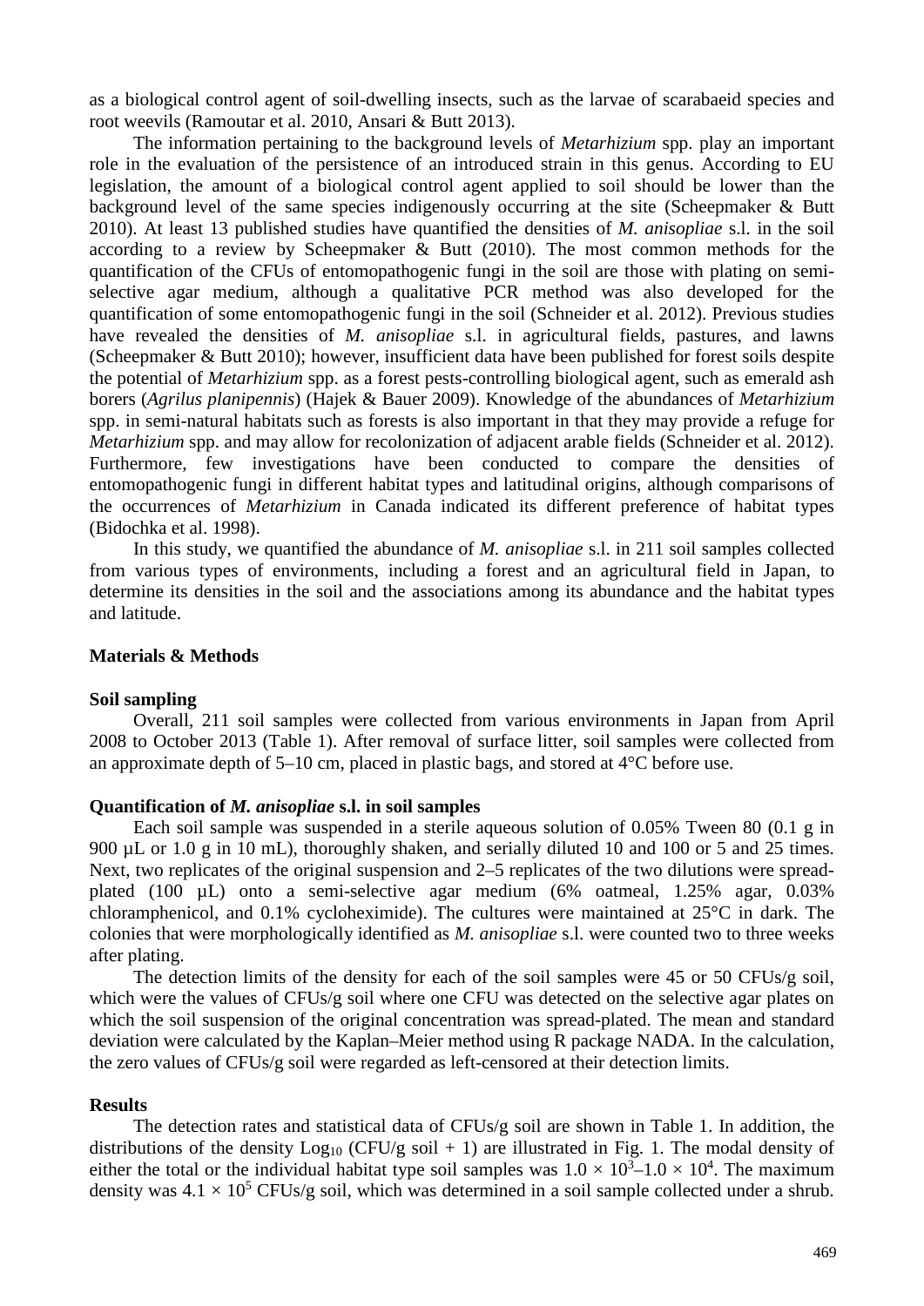as a biological control agent of soil-dwelling insects, such as the larvae of scarabaeid species and root weevils (Ramoutar et al. 2010, Ansari & Butt 2013).

The information pertaining to the background levels of *Metarhizium* spp. play an important role in the evaluation of the persistence of an introduced strain in this genus. According to EU legislation, the amount of a biological control agent applied to soil should be lower than the background level of the same species indigenously occurring at the site (Scheepmaker & Butt 2010). At least 13 published studies have quantified the densities of *M. anisopliae* s.l. in the soil according to a review by Scheepmaker & Butt (2010). The most common methods for the quantification of the CFUs of entomopathogenic fungi in the soil are those with plating on semi-selective agar medium, although a qualitative PCR method was also developed for the quantification of some entomopathogenic fungi in the soil (Schneider et al. 2012). Previous studies have revealed the densities of *M. anisopliae* s.l. in agricultural fields, pastures, and lawns (Scheepmaker & Butt 2010); however, insufficient data have been published for forest soils despite the potential of *Metarhizium* spp. as a forest pests-controlling biological agent, such as emerald ash borers (*Agrilus planipennis*) (Hajek & Bauer 2009). Knowledge of the abundances of *Metarhizium* spp. in semi-natural habitats such as forests is also important in that they may provide a refuge for *Metarhizium* spp. and may allow for recolonization of adjacent arable fields (Schneider et al. 2012). Furthermore, few investigations have been conducted to compare the densities of entomopathogenic fungi in different habitat types and latitudinal origins, although comparisons of the occurrences of *Metarhizium* in Canada indicated its different preference of habitat types (Bidochka et al. 1998).

In this study, we quantified the abundance of *M. anisopliae* s.l. in 211 soil samples collected from various types of environments, including a forest and an agricultural field in Japan, to determine its densities in the soil and the associations among its abundance and the habitat types and latitude.

## Materials & Methods

### Soil sampling

Overall, 211 soil samples were collected from various environments in Japan from April 2008 to October 2013 (Table 1). After removal of surface litter, soil samples were collected from an approximate depth of 5–10 cm, placed in plastic bags, and stored at 4°C before use.

### Quantification of *M. anisopliae* s.l. in soil samples

Each soil sample was suspended in a sterile aqueous solution of 0.05% Tween 80 (0.1 g in 900 µL or 1.0 g in 10 mL), thoroughly shaken, and serially diluted 10 and 100 or 5 and 25 times. Next, two replicates of the original suspension and 2–5 replicates of the two dilutions were spread-plated (100 µL) onto a semi-selective agar medium (6% oatmeal, 1.25% agar, 0.03% chloramphenicol, and 0.1% cycloheximide). The cultures were maintained at 25°C in dark. The colonies that were morphologically identified as *M. anisopliae* s.l. were counted two to three weeks after plating.

The detection limits of the density for each of the soil samples were 45 or 50 CFUs/g soil, which were the values of CFUs/g soil where one CFU was detected on the selective agar plates on which the soil suspension of the original concentration was spread-plated. The mean and standard deviation were calculated by the Kaplan–Meier method using R package NADA. In the calculation, the zero values of CFUs/g soil were regarded as left-censored at their detection limits.

## Results

The detection rates and statistical data of CFUs/g soil are shown in Table 1. In addition, the distributions of the density $\text{Log}_{10}$ (CFU/g soil + 1) are illustrated in Fig. 1. The modal density of either the total or the individual habitat type soil samples was $1.0 \times 10^3$–$1.0 \times 10^4$. The maximum density was $4.1 \times 10^5$ CFUs/g soil, which was determined in a soil sample collected under a shrub.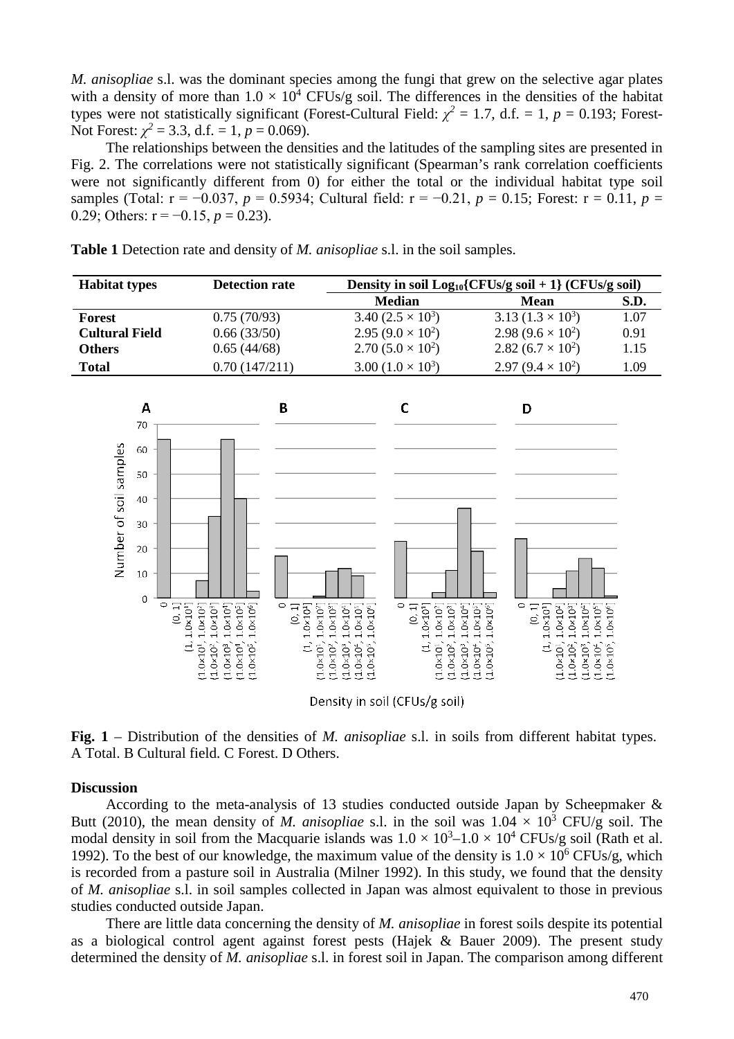*M. anisopliae* s.l. was the dominant species among the fungi that grew on the selective agar plates with a density of more than $1.0 \times 10^4$ CFUs/g soil. The differences in the densities of the habitat types were not statistically significant (Forest-Cultural Field: $\chi^2 = 1.7$, d.f. = 1, $p = 0.193$; Forest-Not Forest: $\chi^2 = 3.3$, d.f. = 1, $p = 0.069$).

The relationships between the densities and the latitudes of the sampling sites are presented in Fig. 2. The correlations were not statistically significant (Spearman's rank correlation coefficients were not significantly different from 0) for either the total or the individual habitat type soil samples (Total: $r = -0.037$, $p = 0.5934$; Cultural field: $r = -0.21$, $p = 0.15$; Forest: $r = 0.11$, $p = 0.29$; Others: $r = -0.15$, $p = 0.23$).

**Table 1** Detection rate and density of *M. anisopliae* s.l. in the soil samples.

| Habitat types | Detection rate | Density in soil $Log_{10}${CFUs/g soil + 1} (CFUs/g soil) | | |
|---|---|---|---|---|
| | | Median | Mean | S.D. |
| **Forest** | 0.75 (70/93) | 3.40 ($2.5 \times 10^3$) | 3.13 ($1.3 \times 10^3$) | 1.07 |
| **Cultural Field** | 0.66 (33/50) | 2.95 ($9.0 \times 10^2$) | 2.98 ($9.6 \times 10^2$) | 0.91 |
| **Others** | 0.65 (44/68) | 2.70 ($5.0 \times 10^2$) | 2.82 ($6.7 \times 10^2$) | 1.15 |
| **Total** | 0.70 (147/211) | 3.00 ($1.0 \times 10^3$) | 2.97 ($9.4 \times 10^2$) | 1.09 |

**Fig. 1** – Distribution of the densities of *M. anisopliae* s.l. in soils from different habitat types. A Total. B Cultural field. C Forest. D Others.

## Discussion

According to the meta-analysis of 13 studies conducted outside Japan by Scheepmaker & Butt (2010), the mean density of *M. anisopliae* s.l. in the soil was $1.04 \times 10^3$ CFU/g soil. The modal density in soil from the Macquarie islands was $1.0 \times 10^3$–$1.0 \times 10^4$ CFUs/g soil (Rath et al. 1992). To the best of our knowledge, the maximum value of the density is $1.0 \times 10^6$ CFUs/g, which is recorded from a pasture soil in Australia (Milner 1992). In this study, we found that the density of *M. anisopliae* s.l. in soil samples collected in Japan was almost equivalent to those in previous studies conducted outside Japan.

There are little data concerning the density of *M. anisopliae* in forest soils despite its potential as a biological control agent against forest pests (Hajek & Bauer 2009). The present study determined the density of *M. anisopliae* s.l. in forest soil in Japan. The comparison among different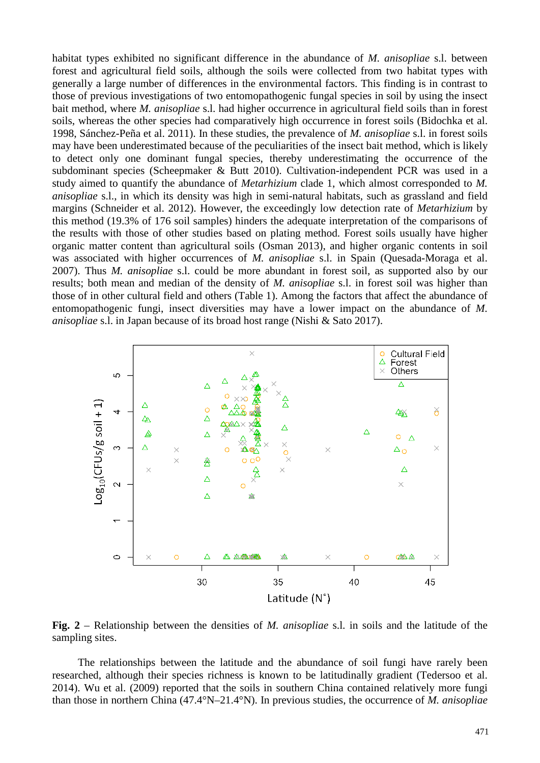habitat types exhibited no significant difference in the abundance of *M. anisopliae* s.l. between forest and agricultural field soils, although the soils were collected from two habitat types with generally a large number of differences in the environmental factors. This finding is in contrast to those of previous investigations of two entomopathogenic fungal species in soil by using the insect bait method, where *M. anisopliae* s.l. had higher occurrence in agricultural field soils than in forest soils, whereas the other species had comparatively high occurrence in forest soils (Bidochka et al. 1998, Sánchez-Peña et al. 2011). In these studies, the prevalence of *M. anisopliae* s.l. in forest soils may have been underestimated because of the peculiarities of the insect bait method, which is likely to detect only one dominant fungal species, thereby underestimating the occurrence of the subdominant species (Scheepmaker & Butt 2010). Cultivation-independent PCR was used in a study aimed to quantify the abundance of *Metarhizium* clade 1, which almost corresponded to *M. anisopliae* s.l., in which its density was high in semi-natural habitats, such as grassland and field margins (Schneider et al. 2012). However, the exceedingly low detection rate of *Metarhizium* by this method (19.3% of 176 soil samples) hinders the adequate interpretation of the comparisons of the results with those of other studies based on plating method. Forest soils usually have higher organic matter content than agricultural soils (Osman 2013), and higher organic contents in soil was associated with higher occurrences of *M. anisopliae* s.l. in Spain (Quesada-Moraga et al. 2007). Thus *M. anisopliae* s.l. could be more abundant in forest soil, as supported also by our results; both mean and median of the density of *M. anisopliae* s.l. in forest soil was higher than those of in other cultural field and others (Table 1). Among the factors that affect the abundance of entomopathogenic fungi, insect diversities may have a lower impact on the abundance of *M. anisopliae* s.l. in Japan because of its broad host range (Nishi & Sato 2017).

Cultural Field
Forest
Others
$\mathrm{Log}_{10}$(CFUs/g soil + 1)
0
1
2
3
4
5
30
35
40
45
Latitude (N°)

**Fig. 2** – Relationship between the densities of *M. anisopliae* s.l. in soils and the latitude of the sampling sites.

The relationships between the latitude and the abundance of soil fungi have rarely been researched, although their species richness is known to be latitudinally gradient (Tedersoo et al. 2014). Wu et al. (2009) reported that the soils in southern China contained relatively more fungi than those in northern China (47.4°N–21.4°N). In previous studies, the occurrence of *M. anisopliae*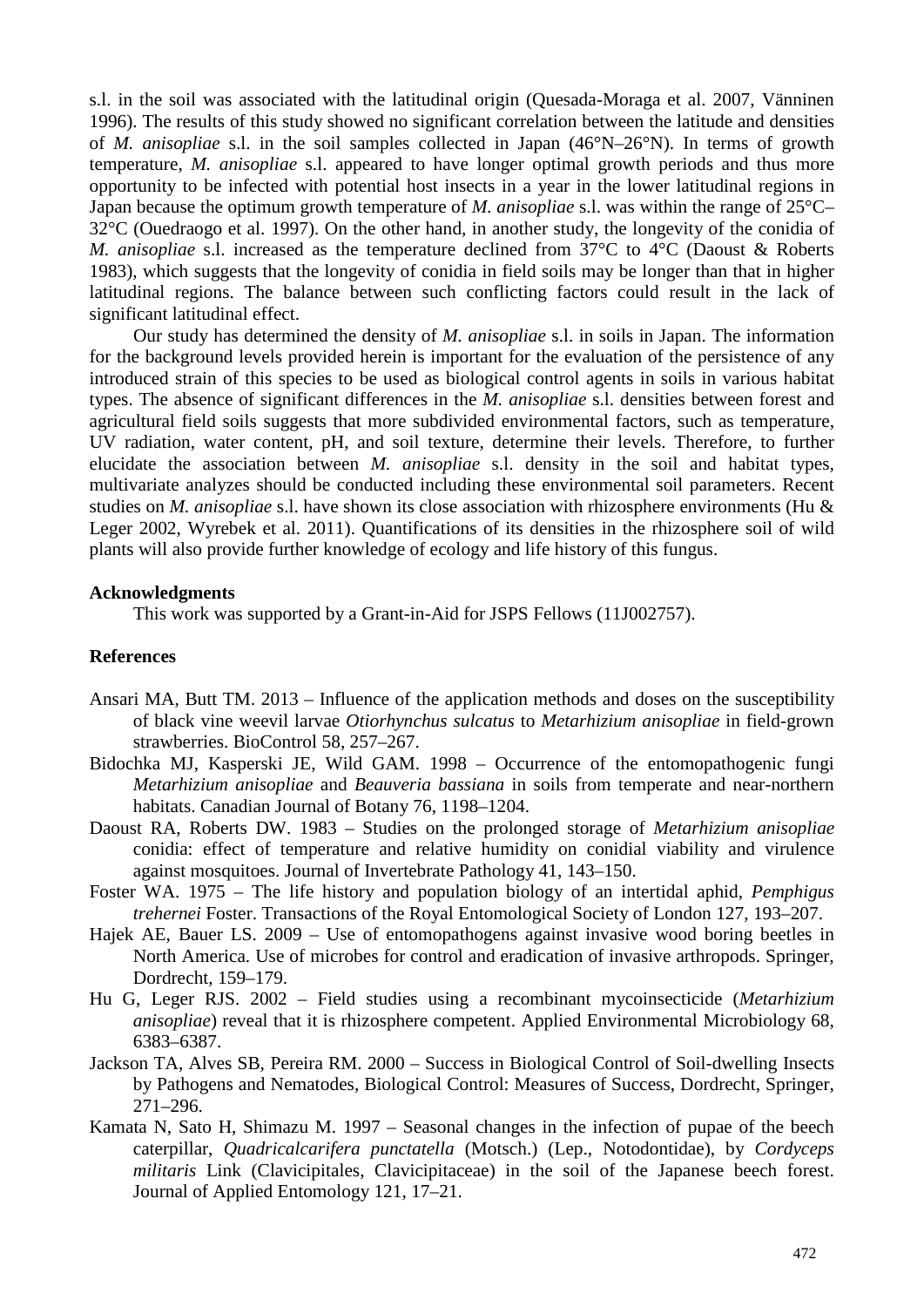s.l. in the soil was associated with the latitudinal origin (Quesada-Moraga et al. 2007, Vänninen 1996). The results of this study showed no significant correlation between the latitude and densities of *M. anisopliae* s.l. in the soil samples collected in Japan (46°N–26°N). In terms of growth temperature, *M. anisopliae* s.l. appeared to have longer optimal growth periods and thus more opportunity to be infected with potential host insects in a year in the lower latitudinal regions in Japan because the optimum growth temperature of *M. anisopliae* s.l. was within the range of 25°C–32°C (Ouedraogo et al. 1997). On the other hand, in another study, the longevity of the conidia of *M. anisopliae* s.l. increased as the temperature declined from 37°C to 4°C (Daoust & Roberts 1983), which suggests that the longevity of conidia in field soils may be longer than that in higher latitudinal regions. The balance between such conflicting factors could result in the lack of significant latitudinal effect.

Our study has determined the density of *M. anisopliae* s.l. in soils in Japan. The information for the background levels provided herein is important for the evaluation of the persistence of any introduced strain of this species to be used as biological control agents in soils in various habitat types. The absence of significant differences in the *M. anisopliae* s.l. densities between forest and agricultural field soils suggests that more subdivided environmental factors, such as temperature, UV radiation, water content, pH, and soil texture, determine their levels. Therefore, to further elucidate the association between *M. anisopliae* s.l. density in the soil and habitat types, multivariate analyzes should be conducted including these environmental soil parameters. Recent studies on *M. anisopliae* s.l. have shown its close association with rhizosphere environments (Hu & Leger 2002, Wyrebek et al. 2011). Quantifications of its densities in the rhizosphere soil of wild plants will also provide further knowledge of ecology and life history of this fungus.

**Acknowledgments**

This work was supported by a Grant-in-Aid for JSPS Fellows (11J002757).

**References**

Ansari MA, Butt TM. 2013 – Influence of the application methods and doses on the susceptibility of black vine weevil larvae *Otiorhynchus sulcatus* to *Metarhizium anisopliae* in field-grown strawberries. BioControl 58, 257–267.

Bidochka MJ, Kasperski JE, Wild GAM. 1998 – Occurrence of the entomopathogenic fungi *Metarhizium anisopliae* and *Beauveria bassiana* in soils from temperate and near-northern habitats. Canadian Journal of Botany 76, 1198–1204.

Daoust RA, Roberts DW. 1983 – Studies on the prolonged storage of *Metarhizium anisopliae* conidia: effect of temperature and relative humidity on conidial viability and virulence against mosquitoes. Journal of Invertebrate Pathology 41, 143–150.

Foster WA. 1975 – The life history and population biology of an intertidal aphid, *Pemphigus trehernei* Foster. Transactions of the Royal Entomological Society of London 127, 193–207.

Hajek AE, Bauer LS. 2009 – Use of entomopathogens against invasive wood boring beetles in North America. Use of microbes for control and eradication of invasive arthropods. Springer, Dordrecht, 159–179.

Hu G, Leger RJS. 2002 – Field studies using a recombinant mycoinsecticide (*Metarhizium anisopliae*) reveal that it is rhizosphere competent. Applied Environmental Microbiology 68, 6383–6387.

Jackson TA, Alves SB, Pereira RM. 2000 – Success in Biological Control of Soil-dwelling Insects by Pathogens and Nematodes, Biological Control: Measures of Success, Dordrecht, Springer, 271–296.

Kamata N, Sato H, Shimazu M. 1997 – Seasonal changes in the infection of pupae of the beech caterpillar, *Quadricalcarifera punctatella* (Motsch.) (Lep., Notodontidae), by *Cordyceps militaris* Link (Clavicipitales, Clavicipitaceae) in the soil of the Japanese beech forest. Journal of Applied Entomology 121, 17–21.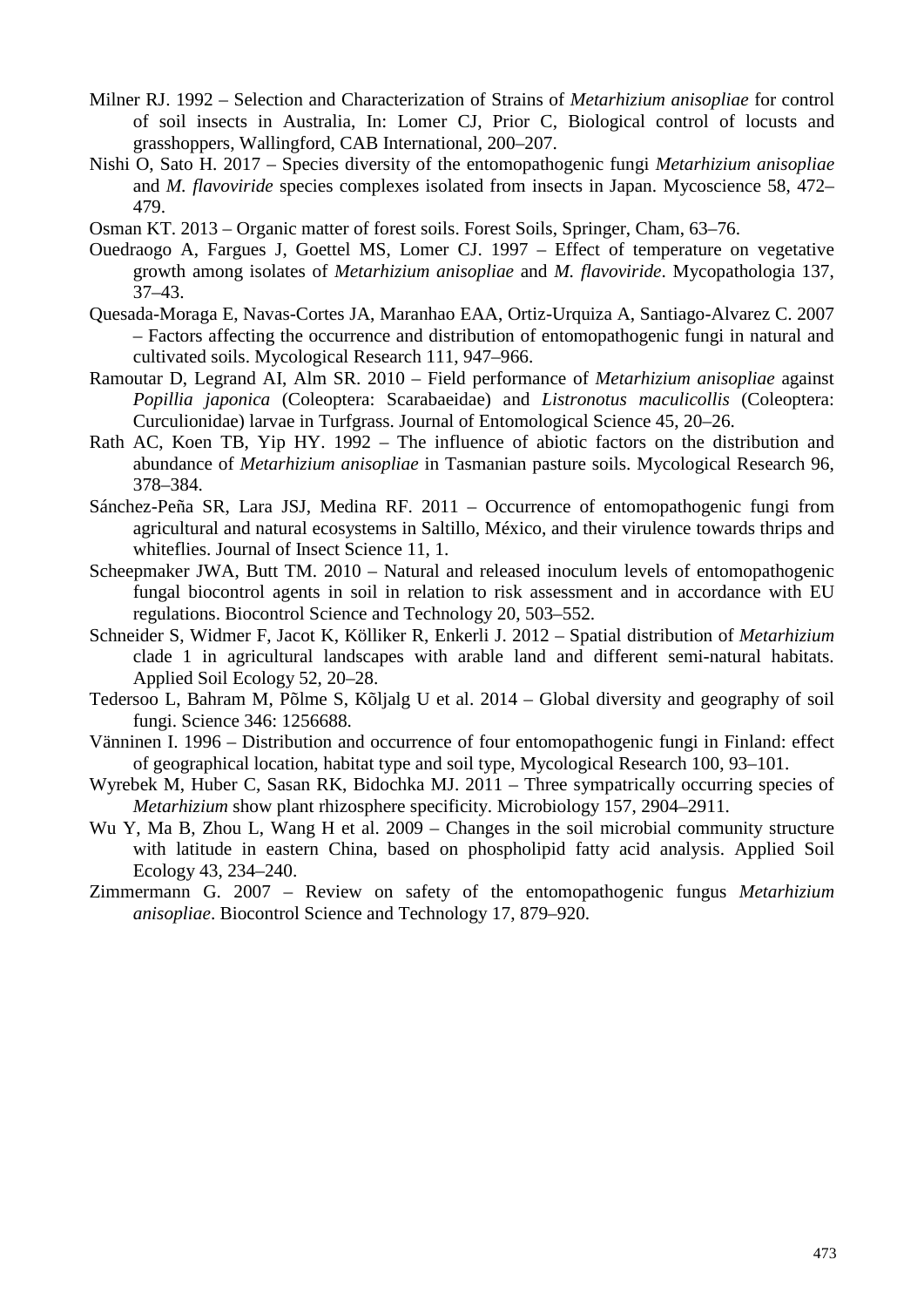Milner RJ. 1992 – Selection and Characterization of Strains of *Metarhizium anisopliae* for control of soil insects in Australia, In: Lomer CJ, Prior C, Biological control of locusts and grasshoppers, Wallingford, CAB International, 200–207.

Nishi O, Sato H. 2017 – Species diversity of the entomopathogenic fungi *Metarhizium anisopliae* and *M. flavoviride* species complexes isolated from insects in Japan. Mycoscience 58, 472–479.

Osman KT. 2013 – Organic matter of forest soils. Forest Soils, Springer, Cham, 63–76.

Ouedraogo A, Fargues J, Goettel MS, Lomer CJ. 1997 – Effect of temperature on vegetative growth among isolates of *Metarhizium anisopliae* and *M. flavoviride*. Mycopathologia 137, 37–43.

Quesada-Moraga E, Navas-Cortes JA, Maranhao EAA, Ortiz-Urquiza A, Santiago-Alvarez C. 2007 – Factors affecting the occurrence and distribution of entomopathogenic fungi in natural and cultivated soils. Mycological Research 111, 947–966.

Ramoutar D, Legrand AI, Alm SR. 2010 – Field performance of *Metarhizium anisopliae* against *Popillia japonica* (Coleoptera: Scarabaeidae) and *Listronotus maculicollis* (Coleoptera: Curculionidae) larvae in Turfgrass. Journal of Entomological Science 45, 20–26.

Rath AC, Koen TB, Yip HY. 1992 – The influence of abiotic factors on the distribution and abundance of *Metarhizium anisopliae* in Tasmanian pasture soils. Mycological Research 96, 378–384.

Sánchez-Peña SR, Lara JSJ, Medina RF. 2011 – Occurrence of entomopathogenic fungi from agricultural and natural ecosystems in Saltillo, México, and their virulence towards thrips and whiteflies. Journal of Insect Science 11, 1.

Scheepmaker JWA, Butt TM. 2010 – Natural and released inoculum levels of entomopathogenic fungal biocontrol agents in soil in relation to risk assessment and in accordance with EU regulations. Biocontrol Science and Technology 20, 503–552.

Schneider S, Widmer F, Jacot K, Kölliker R, Enkerli J. 2012 – Spatial distribution of *Metarhizium* clade 1 in agricultural landscapes with arable land and different semi-natural habitats. Applied Soil Ecology 52, 20–28.

Tedersoo L, Bahram M, Põlme S, Kõljalg U et al. 2014 – Global diversity and geography of soil fungi. Science 346: 1256688.

Vänninen I. 1996 – Distribution and occurrence of four entomopathogenic fungi in Finland: effect of geographical location, habitat type and soil type, Mycological Research 100, 93–101.

Wyrebek M, Huber C, Sasan RK, Bidochka MJ. 2011 – Three sympatrically occurring species of *Metarhizium* show plant rhizosphere specificity. Microbiology 157, 2904–2911.

Wu Y, Ma B, Zhou L, Wang H et al. 2009 – Changes in the soil microbial community structure with latitude in eastern China, based on phospholipid fatty acid analysis. Applied Soil Ecology 43, 234–240.

Zimmermann G. 2007 – Review on safety of the entomopathogenic fungus *Metarhizium anisopliae*. Biocontrol Science and Technology 17, 879–920.